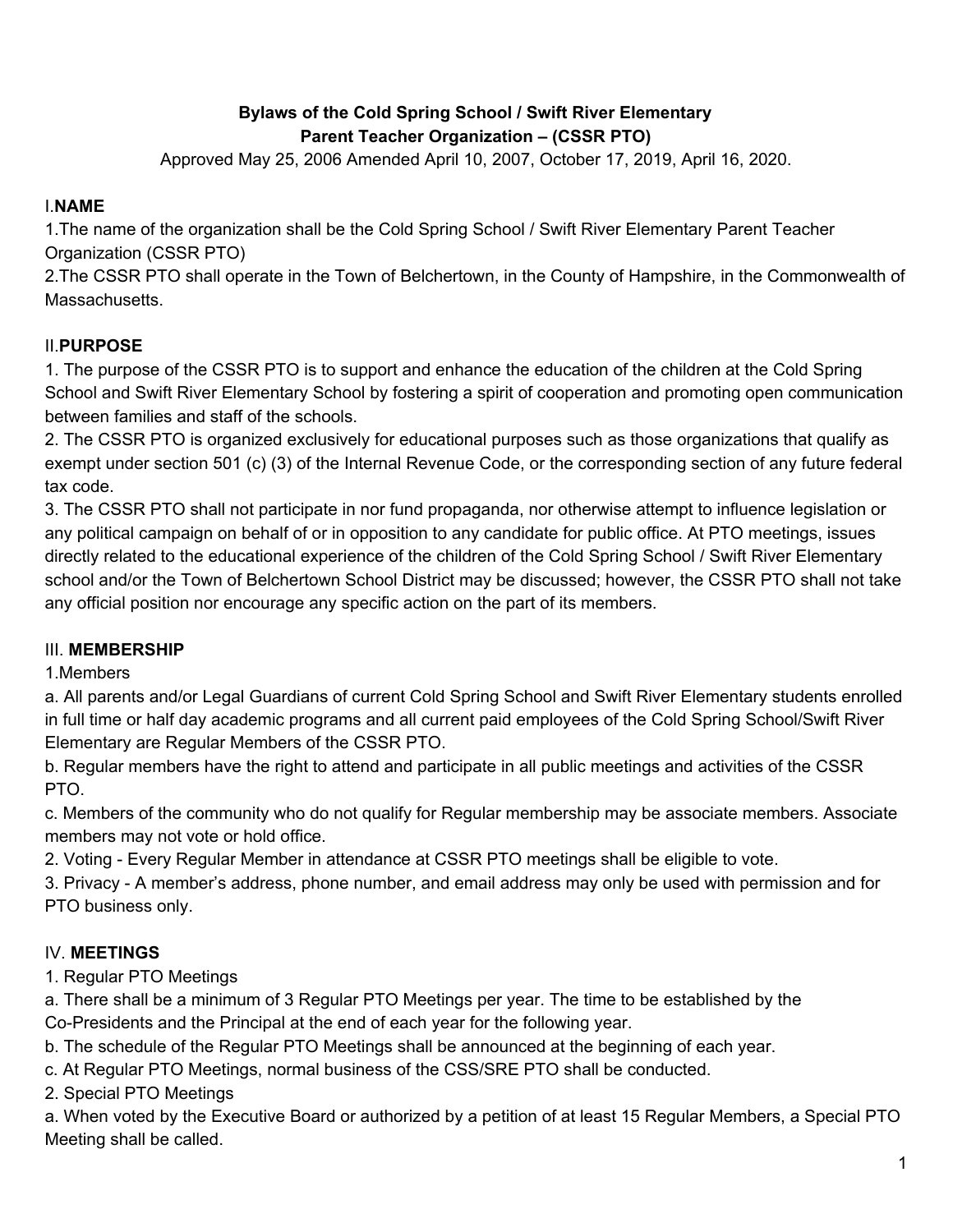**Bylaws of the Cold Spring School / Swift River Elementary**
**Parent Teacher Organization – (CSSR PTO)**

Approved May 25, 2006 Amended April 10, 2007, October 17, 2019, April 16, 2020.

## I. NAME

1.The name of the organization shall be the Cold Spring School / Swift River Elementary Parent Teacher Organization (CSSR PTO)

2.The CSSR PTO shall operate in the Town of Belchertown, in the County of Hampshire, in the Commonwealth of Massachusetts.

## II. PURPOSE

1. The purpose of the CSSR PTO is to support and enhance the education of the children at the Cold Spring School and Swift River Elementary School by fostering a spirit of cooperation and promoting open communication between families and staff of the schools.

2. The CSSR PTO is organized exclusively for educational purposes such as those organizations that qualify as exempt under section 501 (c) (3) of the Internal Revenue Code, or the corresponding section of any future federal tax code.

3. The CSSR PTO shall not participate in nor fund propaganda, nor otherwise attempt to influence legislation or any political campaign on behalf of or in opposition to any candidate for public office. At PTO meetings, issues directly related to the educational experience of the children of the Cold Spring School / Swift River Elementary school and/or the Town of Belchertown School District may be discussed; however, the CSSR PTO shall not take any official position nor encourage any specific action on the part of its members.

## III. MEMBERSHIP

1.Members

a. All parents and/or Legal Guardians of current Cold Spring School and Swift River Elementary students enrolled in full time or half day academic programs and all current paid employees of the Cold Spring School/Swift River Elementary are Regular Members of the CSSR PTO.

b. Regular members have the right to attend and participate in all public meetings and activities of the CSSR PTO.

c. Members of the community who do not qualify for Regular membership may be associate members. Associate members may not vote or hold office.

2. Voting - Every Regular Member in attendance at CSSR PTO meetings shall be eligible to vote.

3. Privacy - A member's address, phone number, and email address may only be used with permission and for PTO business only.

## IV. MEETINGS

1. Regular PTO Meetings

a. There shall be a minimum of 3 Regular PTO Meetings per year. The time to be established by the Co-Presidents and the Principal at the end of each year for the following year.

b. The schedule of the Regular PTO Meetings shall be announced at the beginning of each year.

c. At Regular PTO Meetings, normal business of the CSS/SRE PTO shall be conducted.

2. Special PTO Meetings

a. When voted by the Executive Board or authorized by a petition of at least 15 Regular Members, a Special PTO Meeting shall be called.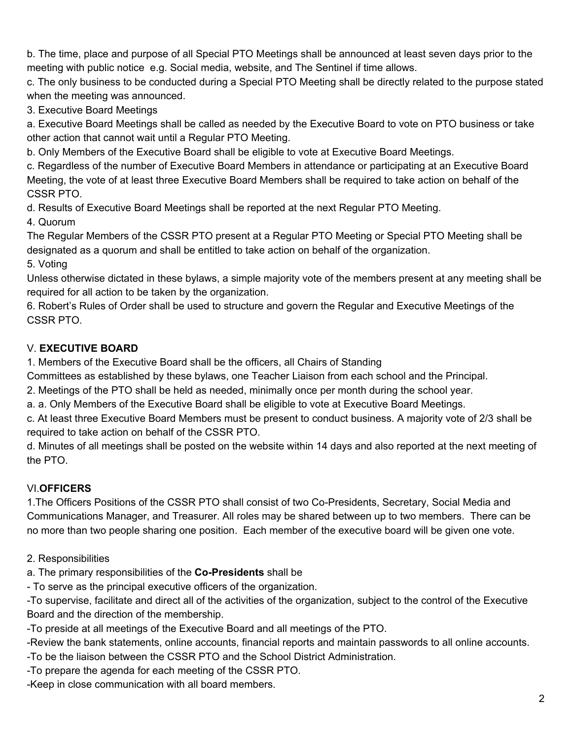b. The time, place and purpose of all Special PTO Meetings shall be announced at least seven days prior to the meeting with public notice e.g. Social media, website, and The Sentinel if time allows.

c. The only business to be conducted during a Special PTO Meeting shall be directly related to the purpose stated when the meeting was announced.

3. Executive Board Meetings

a. Executive Board Meetings shall be called as needed by the Executive Board to vote on PTO business or take other action that cannot wait until a Regular PTO Meeting.

b. Only Members of the Executive Board shall be eligible to vote at Executive Board Meetings.

c. Regardless of the number of Executive Board Members in attendance or participating at an Executive Board Meeting, the vote of at least three Executive Board Members shall be required to take action on behalf of the CSSR PTO.

d. Results of Executive Board Meetings shall be reported at the next Regular PTO Meeting.

4. Quorum

The Regular Members of the CSSR PTO present at a Regular PTO Meeting or Special PTO Meeting shall be designated as a quorum and shall be entitled to take action on behalf of the organization.

5. Voting

Unless otherwise dictated in these bylaws, a simple majority vote of the members present at any meeting shall be required for all action to be taken by the organization.

6. Robert's Rules of Order shall be used to structure and govern the Regular and Executive Meetings of the CSSR PTO.

## V. **EXECUTIVE BOARD**

1. Members of the Executive Board shall be the officers, all Chairs of Standing Committees as established by these bylaws, one Teacher Liaison from each school and the Principal.

2. Meetings of the PTO shall be held as needed, minimally once per month during the school year.

a. a. Only Members of the Executive Board shall be eligible to vote at Executive Board Meetings.

c. At least three Executive Board Members must be present to conduct business. A majority vote of 2/3 shall be required to take action on behalf of the CSSR PTO.

d. Minutes of all meetings shall be posted on the website within 14 days and also reported at the next meeting of the PTO.

## VI.**OFFICERS**

1.The Officers Positions of the CSSR PTO shall consist of two Co-Presidents, Secretary, Social Media and Communications Manager, and Treasurer. All roles may be shared between up to two members. There can be no more than two people sharing one position. Each member of the executive board will be given one vote.

2. Responsibilities

a. The primary responsibilities of the **Co-Presidents** shall be

- To serve as the principal executive officers of the organization.
- To supervise, facilitate and direct all of the activities of the organization, subject to the control of the Executive Board and the direction of the membership.
- To preside at all meetings of the Executive Board and all meetings of the PTO.
- Review the bank statements, online accounts, financial reports and maintain passwords to all online accounts.
- To be the liaison between the CSSR PTO and the School District Administration.
- To prepare the agenda for each meeting of the CSSR PTO.
- Keep in close communication with all board members.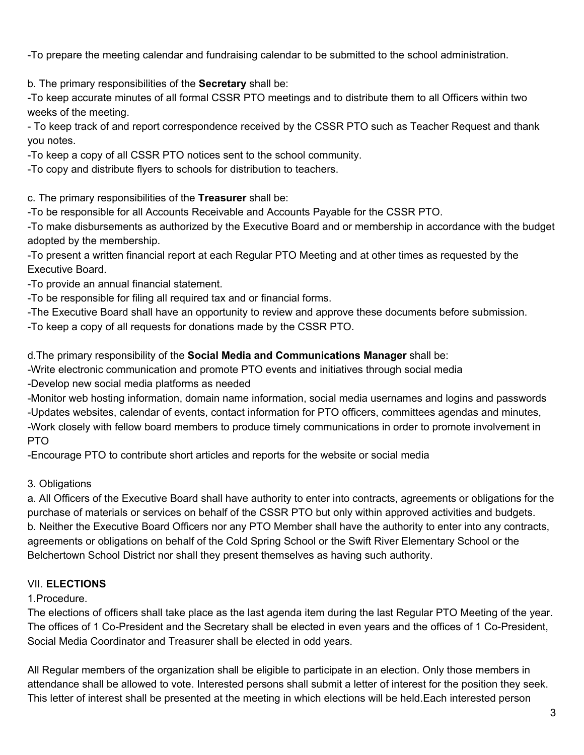-To prepare the meeting calendar and fundraising calendar to be submitted to the school administration.

b. The primary responsibilities of the **Secretary** shall be:
-To keep accurate minutes of all formal CSSR PTO meetings and to distribute them to all Officers within two weeks of the meeting.
- To keep track of and report correspondence received by the CSSR PTO such as Teacher Request and thank you notes.
-To keep a copy of all CSSR PTO notices sent to the school community.
-To copy and distribute flyers to schools for distribution to teachers.

c. The primary responsibilities of the **Treasurer** shall be:
-To be responsible for all Accounts Receivable and Accounts Payable for the CSSR PTO.
-To make disbursements as authorized by the Executive Board and or membership in accordance with the budget adopted by the membership.
-To present a written financial report at each Regular PTO Meeting and at other times as requested by the Executive Board.
-To provide an annual financial statement.
-To be responsible for filing all required tax and or financial forms.
-The Executive Board shall have an opportunity to review and approve these documents before submission.
-To keep a copy of all requests for donations made by the CSSR PTO.

d.The primary responsibility of the **Social Media and Communications Manager** shall be:
-Write electronic communication and promote PTO events and initiatives through social media
-Develop new social media platforms as needed
-Monitor web hosting information, domain name information, social media usernames and logins and passwords
-Updates websites, calendar of events, contact information for PTO officers, committees agendas and minutes,
-Work closely with fellow board members to produce timely communications in order to promote involvement in PTO
-Encourage PTO to contribute short articles and reports for the website or social media

3. Obligations
a. All Officers of the Executive Board shall have authority to enter into contracts, agreements or obligations for the purchase of materials or services on behalf of the CSSR PTO but only within approved activities and budgets.
b. Neither the Executive Board Officers nor any PTO Member shall have the authority to enter into any contracts, agreements or obligations on behalf of the Cold Spring School or the Swift River Elementary School or the Belchertown School District nor shall they present themselves as having such authority.

## VII. **ELECTIONS**

1.Procedure.
The elections of officers shall take place as the last agenda item during the last Regular PTO Meeting of the year. The offices of 1 Co-President and the Secretary shall be elected in even years and the offices of 1 Co-President, Social Media Coordinator and Treasurer shall be elected in odd years.

All Regular members of the organization shall be eligible to participate in an election. Only those members in attendance shall be allowed to vote. Interested persons shall submit a letter of interest for the position they seek. This letter of interest shall be presented at the meeting in which elections will be held.Each interested person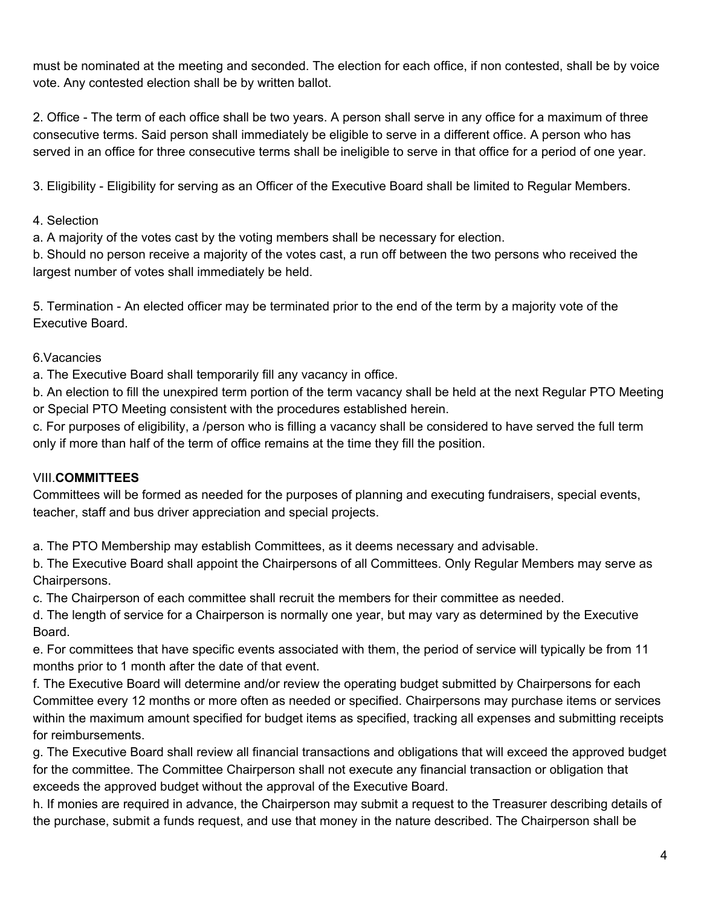must be nominated at the meeting and seconded. The election for each office, if non contested, shall be by voice vote. Any contested election shall be by written ballot.

2. Office - The term of each office shall be two years. A person shall serve in any office for a maximum of three consecutive terms. Said person shall immediately be eligible to serve in a different office. A person who has served in an office for three consecutive terms shall be ineligible to serve in that office for a period of one year.

3. Eligibility - Eligibility for serving as an Officer of the Executive Board shall be limited to Regular Members.

4. Selection

a. A majority of the votes cast by the voting members shall be necessary for election.

b. Should no person receive a majority of the votes cast, a run off between the two persons who received the largest number of votes shall immediately be held.

5. Termination - An elected officer may be terminated prior to the end of the term by a majority vote of the Executive Board.

6.Vacancies

a. The Executive Board shall temporarily fill any vacancy in office.

b. An election to fill the unexpired term portion of the term vacancy shall be held at the next Regular PTO Meeting or Special PTO Meeting consistent with the procedures established herein.

c. For purposes of eligibility, a /person who is filling a vacancy shall be considered to have served the full term only if more than half of the term of office remains at the time they fill the position.

## VIII.**COMMITTEES**

Committees will be formed as needed for the purposes of planning and executing fundraisers, special events, teacher, staff and bus driver appreciation and special projects.

a. The PTO Membership may establish Committees, as it deems necessary and advisable.

b. The Executive Board shall appoint the Chairpersons of all Committees. Only Regular Members may serve as Chairpersons.

c. The Chairperson of each committee shall recruit the members for their committee as needed.

d. The length of service for a Chairperson is normally one year, but may vary as determined by the Executive Board.

e. For committees that have specific events associated with them, the period of service will typically be from 11 months prior to 1 month after the date of that event.

f. The Executive Board will determine and/or review the operating budget submitted by Chairpersons for each Committee every 12 months or more often as needed or specified. Chairpersons may purchase items or services within the maximum amount specified for budget items as specified, tracking all expenses and submitting receipts for reimbursements.

g. The Executive Board shall review all financial transactions and obligations that will exceed the approved budget for the committee. The Committee Chairperson shall not execute any financial transaction or obligation that exceeds the approved budget without the approval of the Executive Board.

h. If monies are required in advance, the Chairperson may submit a request to the Treasurer describing details of the purchase, submit a funds request, and use that money in the nature described. The Chairperson shall be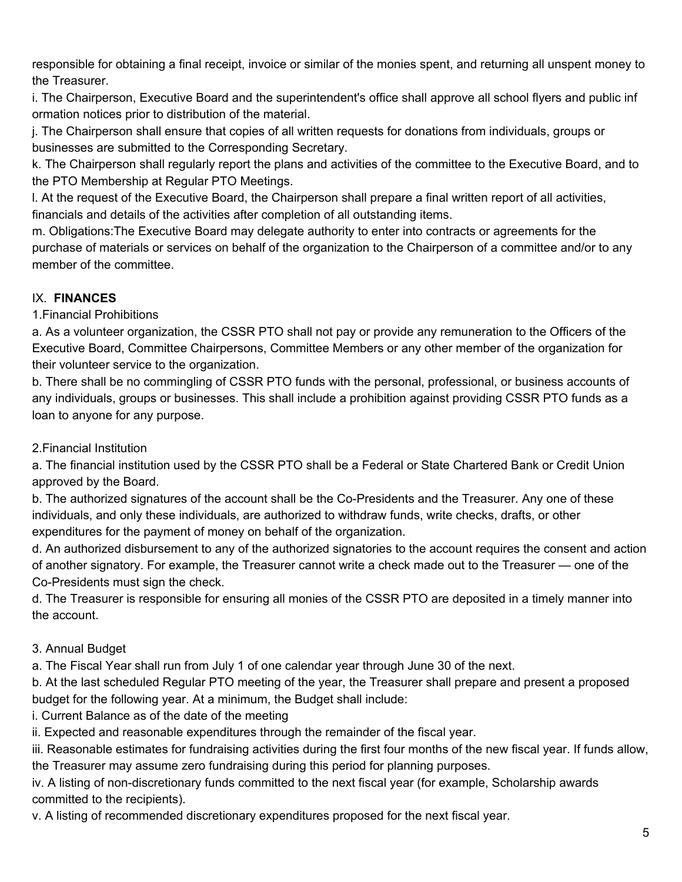responsible for obtaining a final receipt, invoice or similar of the monies spent, and returning all unspent money to the Treasurer.

i. The Chairperson, Executive Board and the superintendent's office shall approve all school flyers and public inf ormation notices prior to distribution of the material.

j. The Chairperson shall ensure that copies of all written requests for donations from individuals, groups or businesses are submitted to the Corresponding Secretary.

k. The Chairperson shall regularly report the plans and activities of the committee to the Executive Board, and to the PTO Membership at Regular PTO Meetings.

l. At the request of the Executive Board, the Chairperson shall prepare a final written report of all activities, financials and details of the activities after completion of all outstanding items.

m. Obligations:The Executive Board may delegate authority to enter into contracts or agreements for the purchase of materials or services on behalf of the organization to the Chairperson of a committee and/or to any member of the committee.

## IX. **FINANCES**

1.Financial Prohibitions

a. As a volunteer organization, the CSSR PTO shall not pay or provide any remuneration to the Officers of the Executive Board, Committee Chairpersons, Committee Members or any other member of the organization for their volunteer service to the organization.

b. There shall be no commingling of CSSR PTO funds with the personal, professional, or business accounts of any individuals, groups or businesses. This shall include a prohibition against providing CSSR PTO funds as a loan to anyone for any purpose.

2.Financial Institution

a. The financial institution used by the CSSR PTO shall be a Federal or State Chartered Bank or Credit Union approved by the Board.

b. The authorized signatures of the account shall be the Co-Presidents and the Treasurer. Any one of these individuals, and only these individuals, are authorized to withdraw funds, write checks, drafts, or other expenditures for the payment of money on behalf of the organization.

d. An authorized disbursement to any of the authorized signatories to the account requires the consent and action of another signatory. For example, the Treasurer cannot write a check made out to the Treasurer — one of the Co-Presidents must sign the check.

d. The Treasurer is responsible for ensuring all monies of the CSSR PTO are deposited in a timely manner into the account.

3. Annual Budget

a. The Fiscal Year shall run from July 1 of one calendar year through June 30 of the next.

b. At the last scheduled Regular PTO meeting of the year, the Treasurer shall prepare and present a proposed budget for the following year. At a minimum, the Budget shall include:

i. Current Balance as of the date of the meeting

ii. Expected and reasonable expenditures through the remainder of the fiscal year.

iii. Reasonable estimates for fundraising activities during the first four months of the new fiscal year. If funds allow, the Treasurer may assume zero fundraising during this period for planning purposes.

iv. A listing of non-discretionary funds committed to the next fiscal year (for example, Scholarship awards committed to the recipients).

v. A listing of recommended discretionary expenditures proposed for the next fiscal year.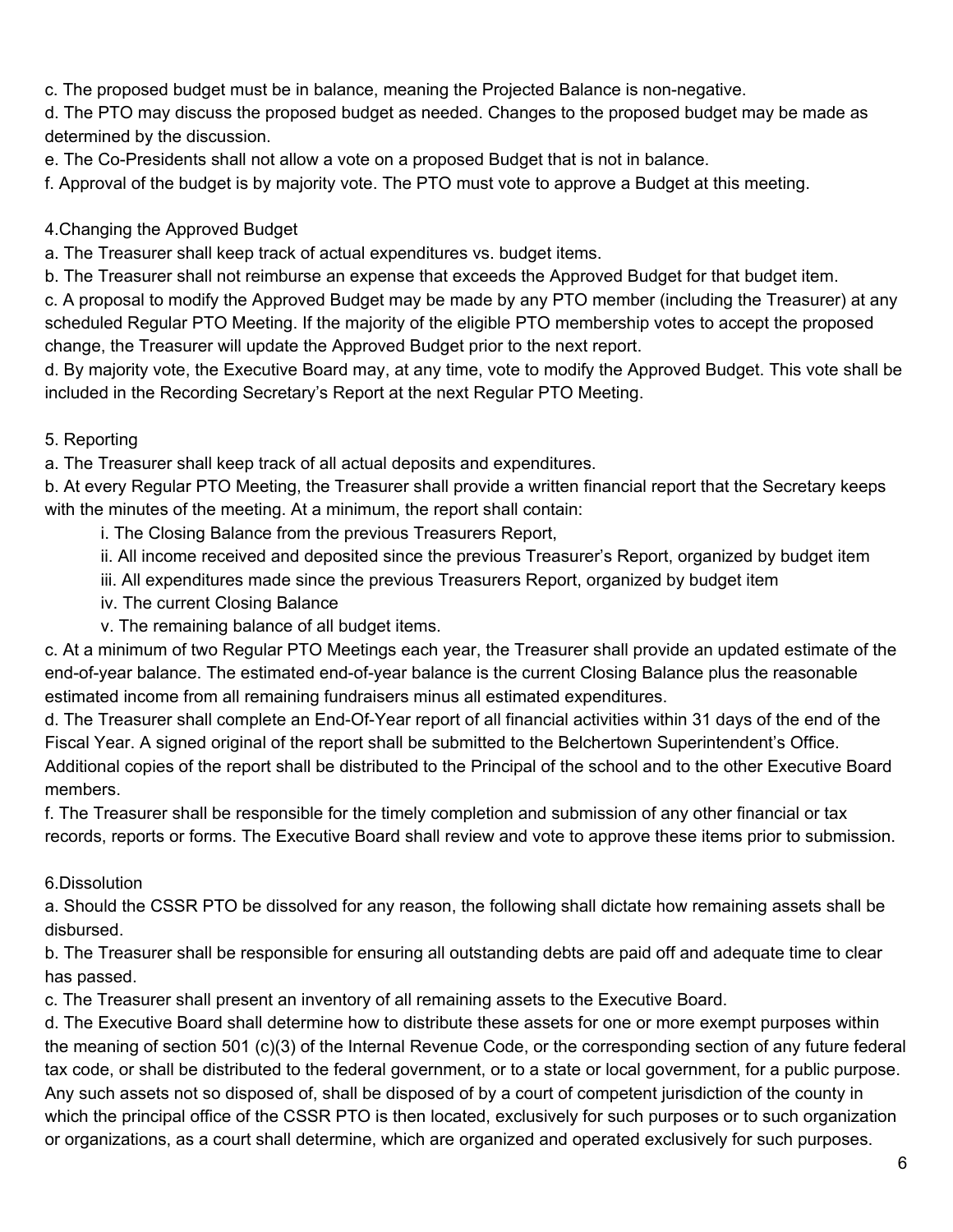c. The proposed budget must be in balance, meaning the Projected Balance is non-negative.

d. The PTO may discuss the proposed budget as needed. Changes to the proposed budget may be made as determined by the discussion.

e. The Co-Presidents shall not allow a vote on a proposed Budget that is not in balance.

f. Approval of the budget is by majority vote. The PTO must vote to approve a Budget at this meeting.

4.Changing the Approved Budget

a. The Treasurer shall keep track of actual expenditures vs. budget items.

b. The Treasurer shall not reimburse an expense that exceeds the Approved Budget for that budget item.

c. A proposal to modify the Approved Budget may be made by any PTO member (including the Treasurer) at any scheduled Regular PTO Meeting. If the majority of the eligible PTO membership votes to accept the proposed change, the Treasurer will update the Approved Budget prior to the next report.

d. By majority vote, the Executive Board may, at any time, vote to modify the Approved Budget. This vote shall be included in the Recording Secretary's Report at the next Regular PTO Meeting.

5. Reporting

a. The Treasurer shall keep track of all actual deposits and expenditures.

b. At every Regular PTO Meeting, the Treasurer shall provide a written financial report that the Secretary keeps with the minutes of the meeting. At a minimum, the report shall contain:

    i. The Closing Balance from the previous Treasurers Report,
    ii. All income received and deposited since the previous Treasurer's Report, organized by budget item
    iii. All expenditures made since the previous Treasurers Report, organized by budget item
    iv. The current Closing Balance
    v. The remaining balance of all budget items.

c. At a minimum of two Regular PTO Meetings each year, the Treasurer shall provide an updated estimate of the end-of-year balance. The estimated end-of-year balance is the current Closing Balance plus the reasonable estimated income from all remaining fundraisers minus all estimated expenditures.

d. The Treasurer shall complete an End-Of-Year report of all financial activities within 31 days of the end of the Fiscal Year. A signed original of the report shall be submitted to the Belchertown Superintendent's Office. Additional copies of the report shall be distributed to the Principal of the school and to the other Executive Board members.

f. The Treasurer shall be responsible for the timely completion and submission of any other financial or tax records, reports or forms. The Executive Board shall review and vote to approve these items prior to submission.

6.Dissolution

a. Should the CSSR PTO be dissolved for any reason, the following shall dictate how remaining assets shall be disbursed.

b. The Treasurer shall be responsible for ensuring all outstanding debts are paid off and adequate time to clear has passed.

c. The Treasurer shall present an inventory of all remaining assets to the Executive Board.

d. The Executive Board shall determine how to distribute these assets for one or more exempt purposes within the meaning of section 501 (c)(3) of the Internal Revenue Code, or the corresponding section of any future federal tax code, or shall be distributed to the federal government, or to a state or local government, for a public purpose. Any such assets not so disposed of, shall be disposed of by a court of competent jurisdiction of the county in which the principal office of the CSSR PTO is then located, exclusively for such purposes or to such organization or organizations, as a court shall determine, which are organized and operated exclusively for such purposes.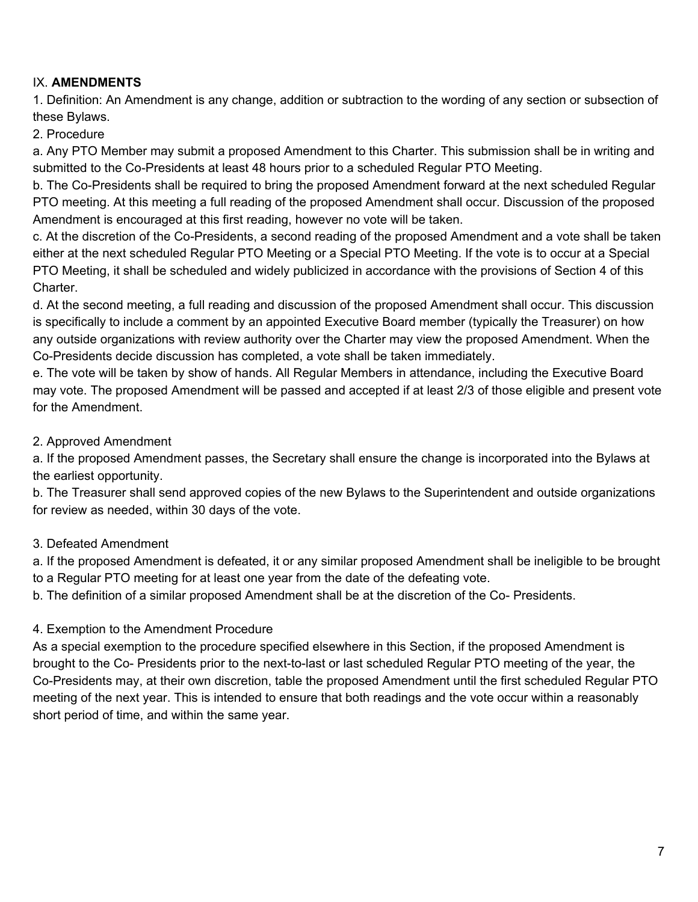## IX. **AMENDMENTS**

1. Definition: An Amendment is any change, addition or subtraction to the wording of any section or subsection of these Bylaws.

2. Procedure

a. Any PTO Member may submit a proposed Amendment to this Charter. This submission shall be in writing and submitted to the Co-Presidents at least 48 hours prior to a scheduled Regular PTO Meeting.

b. The Co-Presidents shall be required to bring the proposed Amendment forward at the next scheduled Regular PTO meeting. At this meeting a full reading of the proposed Amendment shall occur. Discussion of the proposed Amendment is encouraged at this first reading, however no vote will be taken.

c. At the discretion of the Co-Presidents, a second reading of the proposed Amendment and a vote shall be taken either at the next scheduled Regular PTO Meeting or a Special PTO Meeting. If the vote is to occur at a Special PTO Meeting, it shall be scheduled and widely publicized in accordance with the provisions of Section 4 of this Charter.

d. At the second meeting, a full reading and discussion of the proposed Amendment shall occur. This discussion is specifically to include a comment by an appointed Executive Board member (typically the Treasurer) on how any outside organizations with review authority over the Charter may view the proposed Amendment. When the Co-Presidents decide discussion has completed, a vote shall be taken immediately.

e. The vote will be taken by show of hands. All Regular Members in attendance, including the Executive Board may vote. The proposed Amendment will be passed and accepted if at least 2/3 of those eligible and present vote for the Amendment.

2. Approved Amendment

a. If the proposed Amendment passes, the Secretary shall ensure the change is incorporated into the Bylaws at the earliest opportunity.

b. The Treasurer shall send approved copies of the new Bylaws to the Superintendent and outside organizations for review as needed, within 30 days of the vote.

3. Defeated Amendment

a. If the proposed Amendment is defeated, it or any similar proposed Amendment shall be ineligible to be brought to a Regular PTO meeting for at least one year from the date of the defeating vote.

b. The definition of a similar proposed Amendment shall be at the discretion of the Co- Presidents.

4. Exemption to the Amendment Procedure

As a special exemption to the procedure specified elsewhere in this Section, if the proposed Amendment is brought to the Co- Presidents prior to the next-to-last or last scheduled Regular PTO meeting of the year, the Co-Presidents may, at their own discretion, table the proposed Amendment until the first scheduled Regular PTO meeting of the next year. This is intended to ensure that both readings and the vote occur within a reasonably short period of time, and within the same year.